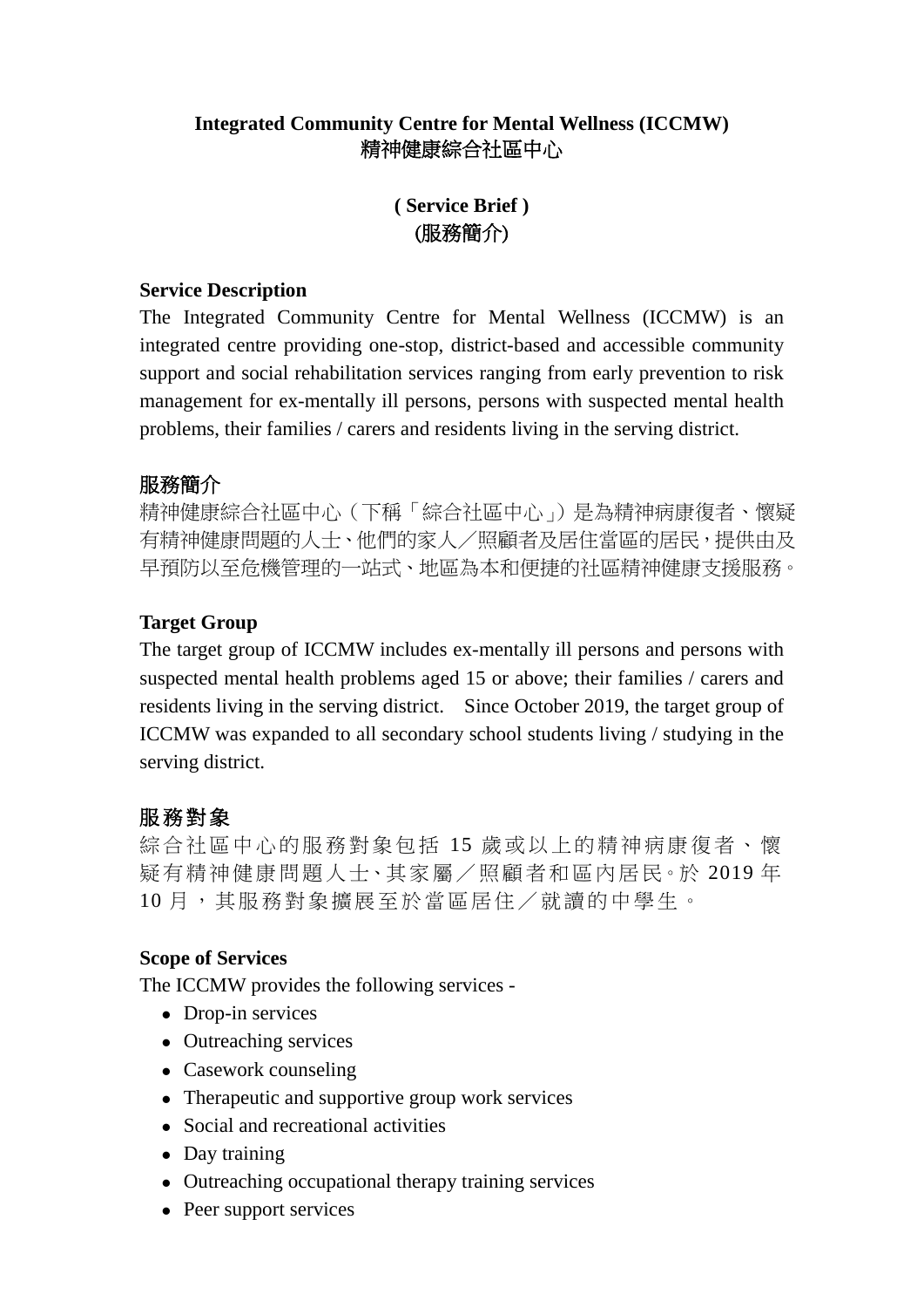# Integrated Community Centre for Mental Wellness (ICCMW)
# 精神健康綜合社區中心

## ( Service Brief )
## (服務簡介)

**Service Description**

The Integrated Community Centre for Mental Wellness (ICCMW) is an integrated centre providing one-stop, district-based and accessible community support and social rehabilitation services ranging from early prevention to risk management for ex-mentally ill persons, persons with suspected mental health problems, their families / carers and residents living in the serving district.

**服務簡介**

精神健康綜合社區中心（下稱「綜合社區中心」）是為精神病康復者、懷疑有精神健康問題的人士、他們的家人／照顧者及居住當區的居民，提供由及早預防以至危機管理的一站式、地區為本和便捷的社區精神健康支援服務。

**Target Group**

The target group of ICCMW includes ex-mentally ill persons and persons with suspected mental health problems aged 15 or above; their families / carers and residents living in the serving district. Since October 2019, the target group of ICCMW was expanded to all secondary school students living / studying in the serving district.

**服務對象**

綜合社區中心的服務對象包括 15 歲或以上的精神病康復者、懷疑有精神健康問題人士、其家屬／照顧者和區內居民。於 2019 年 10 月，其服務對象擴展至於當區居住／就讀的中學生。

**Scope of Services**

The ICCMW provides the following services -

- Drop-in services
- Outreaching services
- Casework counseling
- Therapeutic and supportive group work services
- Social and recreational activities
- Day training
- Outreaching occupational therapy training services
- Peer support services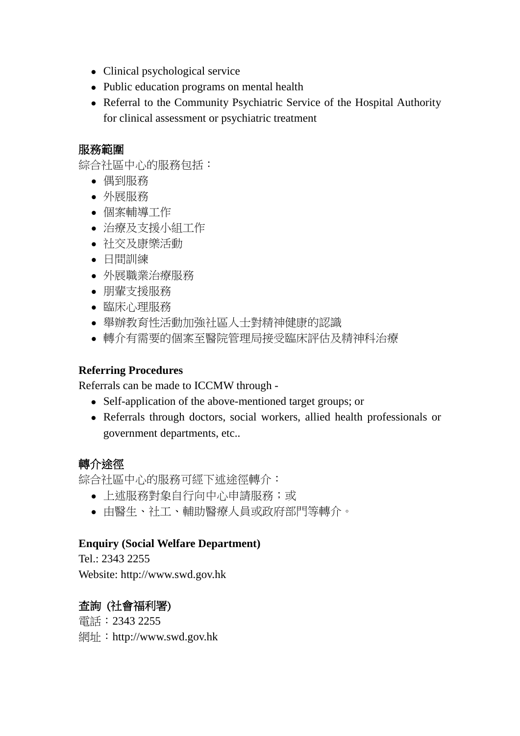- Clinical psychological service
- Public education programs on mental health
- Referral to the Community Psychiatric Service of the Hospital Authority for clinical assessment or psychiatric treatment

### 服務範圍

綜合社區中心的服務包括：

- 偶到服務
- 外展服務
- 個案輔導工作
- 治療及支援小組工作
- 社交及康樂活動
- 日間訓練
- 外展職業治療服務
- 朋輩支援服務
- 臨床心理服務
- 舉辦教育性活動加強社區人士對精神健康的認識
- 轉介有需要的個案至醫院管理局接受臨床評估及精神科治療

### Referring Procedures

Referrals can be made to ICCMW through -

- Self-application of the above-mentioned target groups; or
- Referrals through doctors, social workers, allied health professionals or government departments, etc..

### 轉介途徑

綜合社區中心的服務可經下述途徑轉介：

- 上述服務對象自行向中心申請服務；或
- 由醫生、社工、輔助醫療人員或政府部門等轉介。

### Enquiry (Social Welfare Department)

Tel.: 2343 2255
Website: http://www.swd.gov.hk

### 查詢 (社會福利署)

電話：2343 2255
網址：http://www.swd.gov.hk